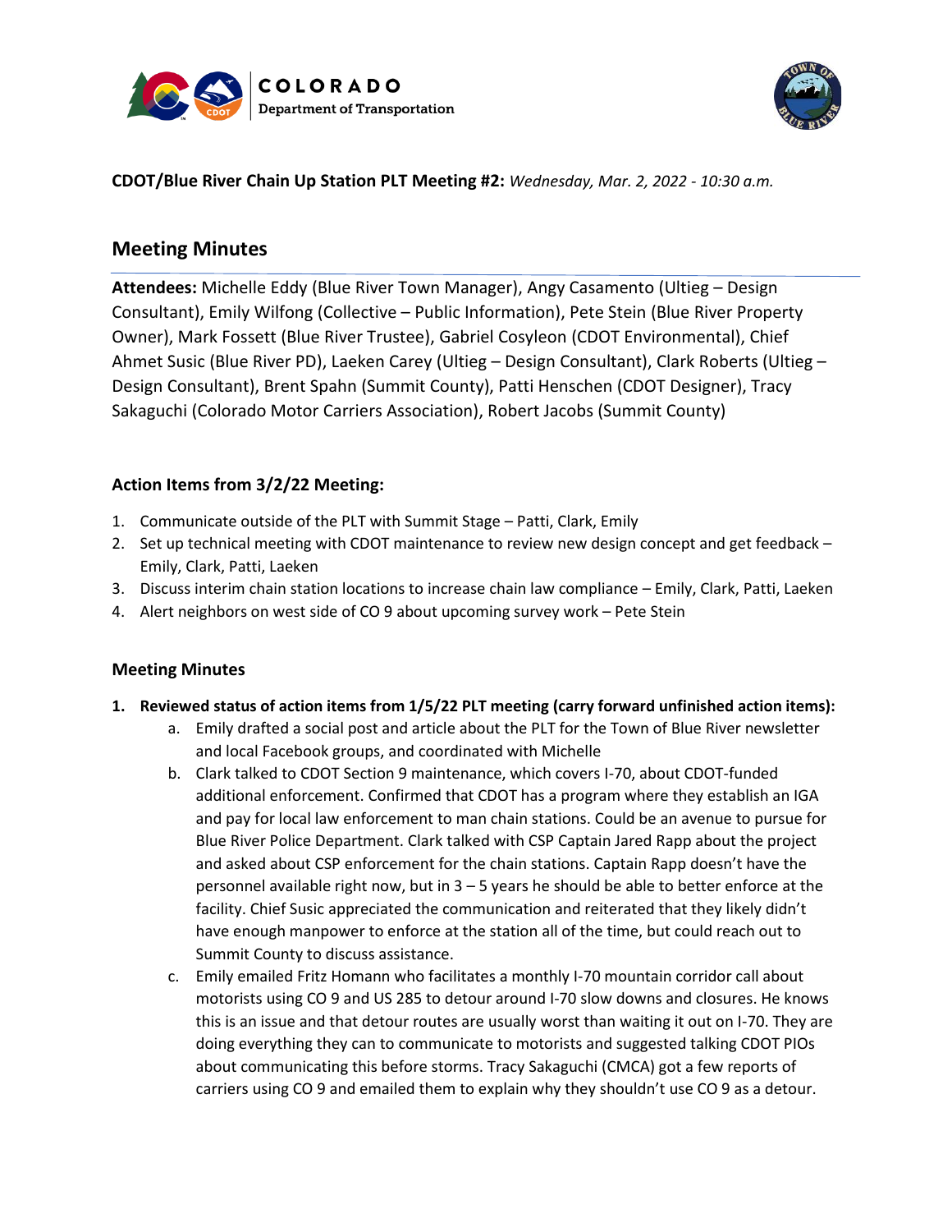**CDOT/Blue River Chain Up Station PLT Meeting #2:** *Wednesday, Mar. 2, 2022 - 10:30 a.m.*

## Meeting Minutes

**Attendees:** Michelle Eddy (Blue River Town Manager), Angy Casamento (Ultieg – Design Consultant), Emily Wilfong (Collective – Public Information), Pete Stein (Blue River Property Owner), Mark Fossett (Blue River Trustee), Gabriel Cosyleon (CDOT Environmental), Chief Ahmet Susic (Blue River PD), Laeken Carey (Ultieg – Design Consultant), Clark Roberts (Ultieg – Design Consultant), Brent Spahn (Summit County), Patti Henschen (CDOT Designer), Tracy Sakaguchi (Colorado Motor Carriers Association), Robert Jacobs (Summit County)

### Action Items from 3/2/22 Meeting:

1. Communicate outside of the PLT with Summit Stage – Patti, Clark, Emily
2. Set up technical meeting with CDOT maintenance to review new design concept and get feedback – Emily, Clark, Patti, Laeken
3. Discuss interim chain station locations to increase chain law compliance – Emily, Clark, Patti, Laeken
4. Alert neighbors on west side of CO 9 about upcoming survey work – Pete Stein

### Meeting Minutes

1. **Reviewed status of action items from 1/5/22 PLT meeting (carry forward unfinished action items):**
   a. Emily drafted a social post and article about the PLT for the Town of Blue River newsletter and local Facebook groups, and coordinated with Michelle
   b. Clark talked to CDOT Section 9 maintenance, which covers I-70, about CDOT-funded additional enforcement. Confirmed that CDOT has a program where they establish an IGA and pay for local law enforcement to man chain stations. Could be an avenue to pursue for Blue River Police Department. Clark talked with CSP Captain Jared Rapp about the project and asked about CSP enforcement for the chain stations. Captain Rapp doesn't have the personnel available right now, but in 3 – 5 years he should be able to better enforce at the facility. Chief Susic appreciated the communication and reiterated that they likely didn't have enough manpower to enforce at the station all of the time, but could reach out to Summit County to discuss assistance.
   c. Emily emailed Fritz Homann who facilitates a monthly I-70 mountain corridor call about motorists using CO 9 and US 285 to detour around I-70 slow downs and closures. He knows this is an issue and that detour routes are usually worst than waiting it out on I-70. They are doing everything they can to communicate to motorists and suggested talking CDOT PIOs about communicating this before storms. Tracy Sakaguchi (CMCA) got a few reports of carriers using CO 9 and emailed them to explain why they shouldn't use CO 9 as a detour.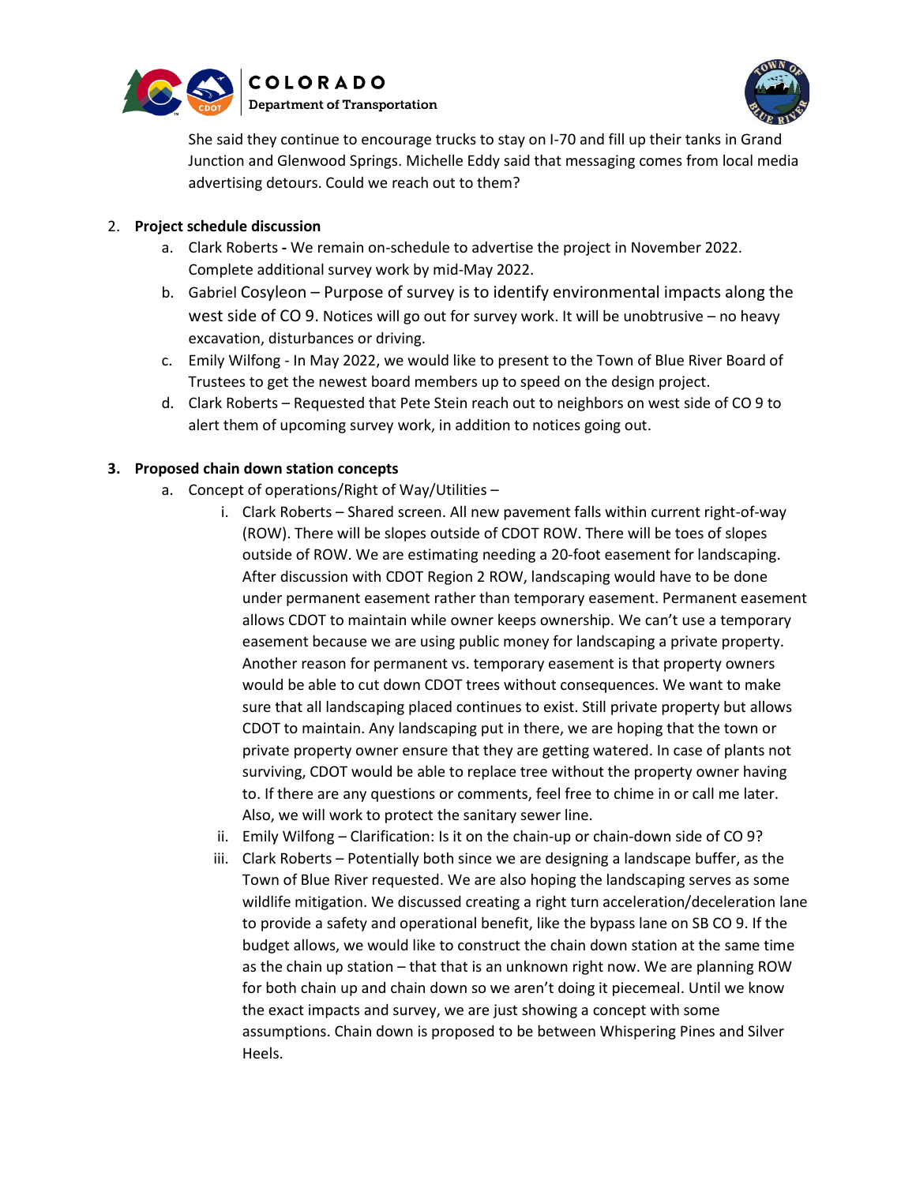She said they continue to encourage trucks to stay on I-70 and fill up their tanks in Grand Junction and Glenwood Springs. Michelle Eddy said that messaging comes from local media advertising detours. Could we reach out to them?

2. **Project schedule discussion**
   a. Clark Roberts **-** We remain on-schedule to advertise the project in November 2022. Complete additional survey work by mid-May 2022.
   b. Gabriel Cosyleon – Purpose of survey is to identify environmental impacts along the west side of CO 9. Notices will go out for survey work. It will be unobtrusive – no heavy excavation, disturbances or driving.
   c. Emily Wilfong - In May 2022, we would like to present to the Town of Blue River Board of Trustees to get the newest board members up to speed on the design project.
   d. Clark Roberts – Requested that Pete Stein reach out to neighbors on west side of CO 9 to alert them of upcoming survey work, in addition to notices going out.

3. **Proposed chain down station concepts**
   a. Concept of operations/Right of Way/Utilities –
      i. Clark Roberts – Shared screen. All new pavement falls within current right-of-way (ROW). There will be slopes outside of CDOT ROW. There will be toes of slopes outside of ROW. We are estimating needing a 20-foot easement for landscaping. After discussion with CDOT Region 2 ROW, landscaping would have to be done under permanent easement rather than temporary easement. Permanent easement allows CDOT to maintain while owner keeps ownership. We can't use a temporary easement because we are using public money for landscaping a private property. Another reason for permanent vs. temporary easement is that property owners would be able to cut down CDOT trees without consequences. We want to make sure that all landscaping placed continues to exist. Still private property but allows CDOT to maintain. Any landscaping put in there, we are hoping that the town or private property owner ensure that they are getting watered. In case of plants not surviving, CDOT would be able to replace tree without the property owner having to. If there are any questions or comments, feel free to chime in or call me later. Also, we will work to protect the sanitary sewer line.
      ii. Emily Wilfong – Clarification: Is it on the chain-up or chain-down side of CO 9?
      iii. Clark Roberts – Potentially both since we are designing a landscape buffer, as the Town of Blue River requested. We are also hoping the landscaping serves as some wildlife mitigation. We discussed creating a right turn acceleration/deceleration lane to provide a safety and operational benefit, like the bypass lane on SB CO 9. If the budget allows, we would like to construct the chain down station at the same time as the chain up station – that that is an unknown right now. We are planning ROW for both chain up and chain down so we aren't doing it piecemeal. Until we know the exact impacts and survey, we are just showing a concept with some assumptions. Chain down is proposed to be between Whispering Pines and Silver Heels.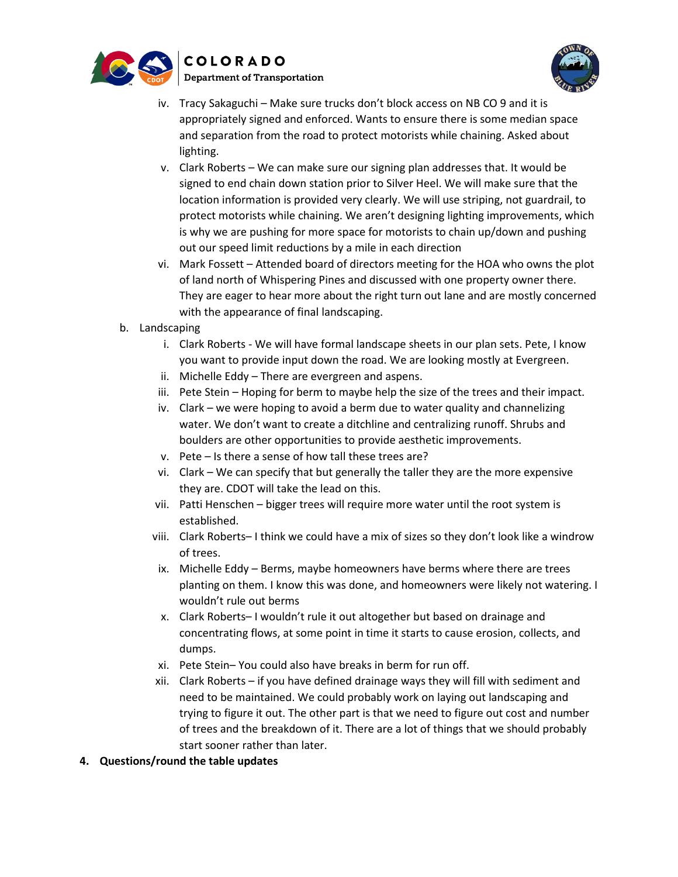iv. Tracy Sakaguchi – Make sure trucks don't block access on NB CO 9 and it is appropriately signed and enforced. Wants to ensure there is some median space and separation from the road to protect motorists while chaining. Asked about lighting.

v. Clark Roberts – We can make sure our signing plan addresses that. It would be signed to end chain down station prior to Silver Heel. We will make sure that the location information is provided very clearly. We will use striping, not guardrail, to protect motorists while chaining. We aren't designing lighting improvements, which is why we are pushing for more space for motorists to chain up/down and pushing out our speed limit reductions by a mile in each direction

vi. Mark Fossett – Attended board of directors meeting for the HOA who owns the plot of land north of Whispering Pines and discussed with one property owner there. They are eager to hear more about the right turn out lane and are mostly concerned with the appearance of final landscaping.

b. Landscaping

i. Clark Roberts - We will have formal landscape sheets in our plan sets. Pete, I know you want to provide input down the road. We are looking mostly at Evergreen.

ii. Michelle Eddy – There are evergreen and aspens.

iii. Pete Stein – Hoping for berm to maybe help the size of the trees and their impact.

iv. Clark – we were hoping to avoid a berm due to water quality and channelizing water. We don't want to create a ditchline and centralizing runoff. Shrubs and boulders are other opportunities to provide aesthetic improvements.

v. Pete – Is there a sense of how tall these trees are?

vi. Clark – We can specify that but generally the taller they are the more expensive they are. CDOT will take the lead on this.

vii. Patti Henschen – bigger trees will require more water until the root system is established.

viii. Clark Roberts– I think we could have a mix of sizes so they don't look like a windrow of trees.

ix. Michelle Eddy – Berms, maybe homeowners have berms where there are trees planting on them. I know this was done, and homeowners were likely not watering. I wouldn't rule out berms

x. Clark Roberts– I wouldn't rule it out altogether but based on drainage and concentrating flows, at some point in time it starts to cause erosion, collects, and dumps.

xi. Pete Stein– You could also have breaks in berm for run off.

xii. Clark Roberts – if you have defined drainage ways they will fill with sediment and need to be maintained. We could probably work on laying out landscaping and trying to figure it out. The other part is that we need to figure out cost and number of trees and the breakdown of it. There are a lot of things that we should probably start sooner rather than later.

**4. Questions/round the table updates**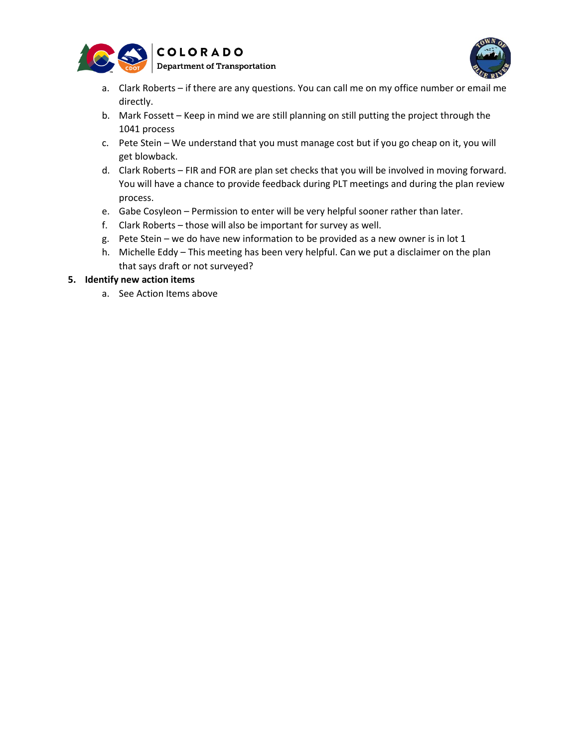a. Clark Roberts – if there are any questions. You can call me on my office number or email me directly.
b. Mark Fossett – Keep in mind we are still planning on still putting the project through the 1041 process
c. Pete Stein – We understand that you must manage cost but if you go cheap on it, you will get blowback.
d. Clark Roberts – FIR and FOR are plan set checks that you will be involved in moving forward. You will have a chance to provide feedback during PLT meetings and during the plan review process.
e. Gabe Cosyleon – Permission to enter will be very helpful sooner rather than later.
f. Clark Roberts – those will also be important for survey as well.
g. Pete Stein – we do have new information to be provided as a new owner is in lot 1
h. Michelle Eddy – This meeting has been very helpful. Can we put a disclaimer on the plan that says draft or not surveyed?

5. **Identify new action items**
   a. See Action Items above